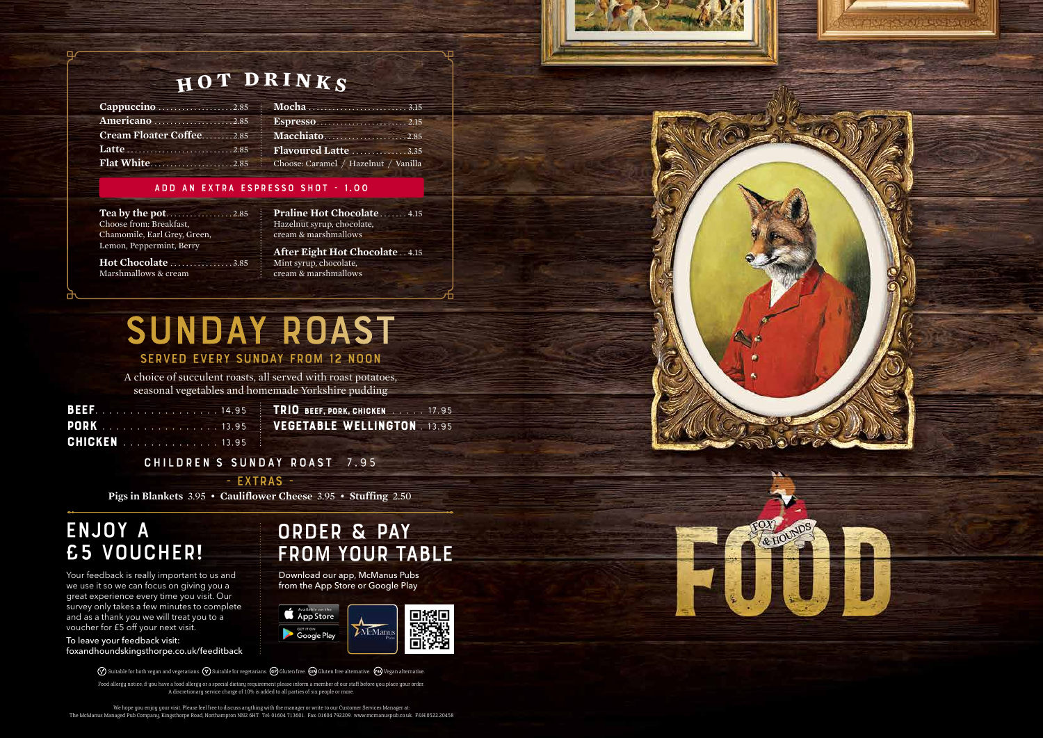# HOT DRINKS

| | |
|---|---|
| **Cappuccino** ........ 2.85 | **Mocha** ........ 3.15 |
| **Americano** ........ 2.85 | **Espresso** ........ 2.15 |
| **Cream Floater Coffee** ........ 2.85 | **Macchiato** ........ 2.85 |
| **Latte** ........ 2.85 | **Flavoured Latte** ........ 3.35 |
| **Flat White** ........ 2.85 | Choose: Caramel / Hazelnut / Vanilla |

**ADD AN EXTRA ESPRESSO SHOT - 1.00**

**Tea by the pot** ........ 2.85
Choose from: Breakfast, Chamomile, Earl Grey, Green, Lemon, Peppermint, Berry

**Hot Chocolate** ........ 3.85
Marshmallows & cream

**Praline Hot Chocolate** ........ 4.15
Hazelnut syrup, chocolate, cream & marshmallows

**After Eight Hot Chocolate** .. 4.15
Mint syrup, chocolate, cream & marshmallows

# SUNDAY ROAST

## SERVED EVERY SUNDAY FROM 12 NOON

A choice of succulent roasts, all served with roast potatoes, seasonal vegetables and homemade Yorkshire pudding

| | |
|---|---|
| **BEEF** ........ 14.95 | **TRIO** BEEF, PORK, CHICKEN ........ 17.95 |
| **PORK** ........ 13.95 | **VEGETABLE WELLINGTON** . 13.95 |
| **CHICKEN** ........ 13.95 | |

**CHILDREN'S SUNDAY ROAST 7.95**

**- EXTRAS -**

**Pigs in Blankets** 3.95 • **Cauliflower Cheese** 3.95 • **Stuffing** 2.50

## ENJOY A £5 VOUCHER!

Your feedback is really important to us and we use it so we can focus on giving you a great experience every time you visit. Our survey only takes a few minutes to complete and as a thank you we will treat you to a voucher for £5 off your next visit.

To leave your feedback visit:
foxandhoundskingsthorpe.co.uk/feeditback

## ORDER & PAY FROM YOUR TABLE

Download our app, McManus Pubs from the App Store or Google Play

Available on the App Store | GET IT ON Google Play | McManus Pubs

(V) Suitable for both vegan and vegetarians (V) Suitable for vegetarians (GF) Gluten free (GFA) Gluten free alternative (VA) Vegan alternative

Food allergy notice: if you have a food allergy or a special dietary requirement please inform a member of our staff before you place your order. A discretionary service charge of 10% is added to all parties of six people or more.

We hope you enjoy your visit. Please feel free to discuss anything with the manager or write to our Customer Services Manager at: The McManus Managed Pub Company, Kingsthorpe Road, Northampton NN2 6HT. Tel: 01604 713601. Fax: 01604 792209. www.mcmanuspub.co.uk. F&H.0522.20458

FOX & HOUNDS

FOOD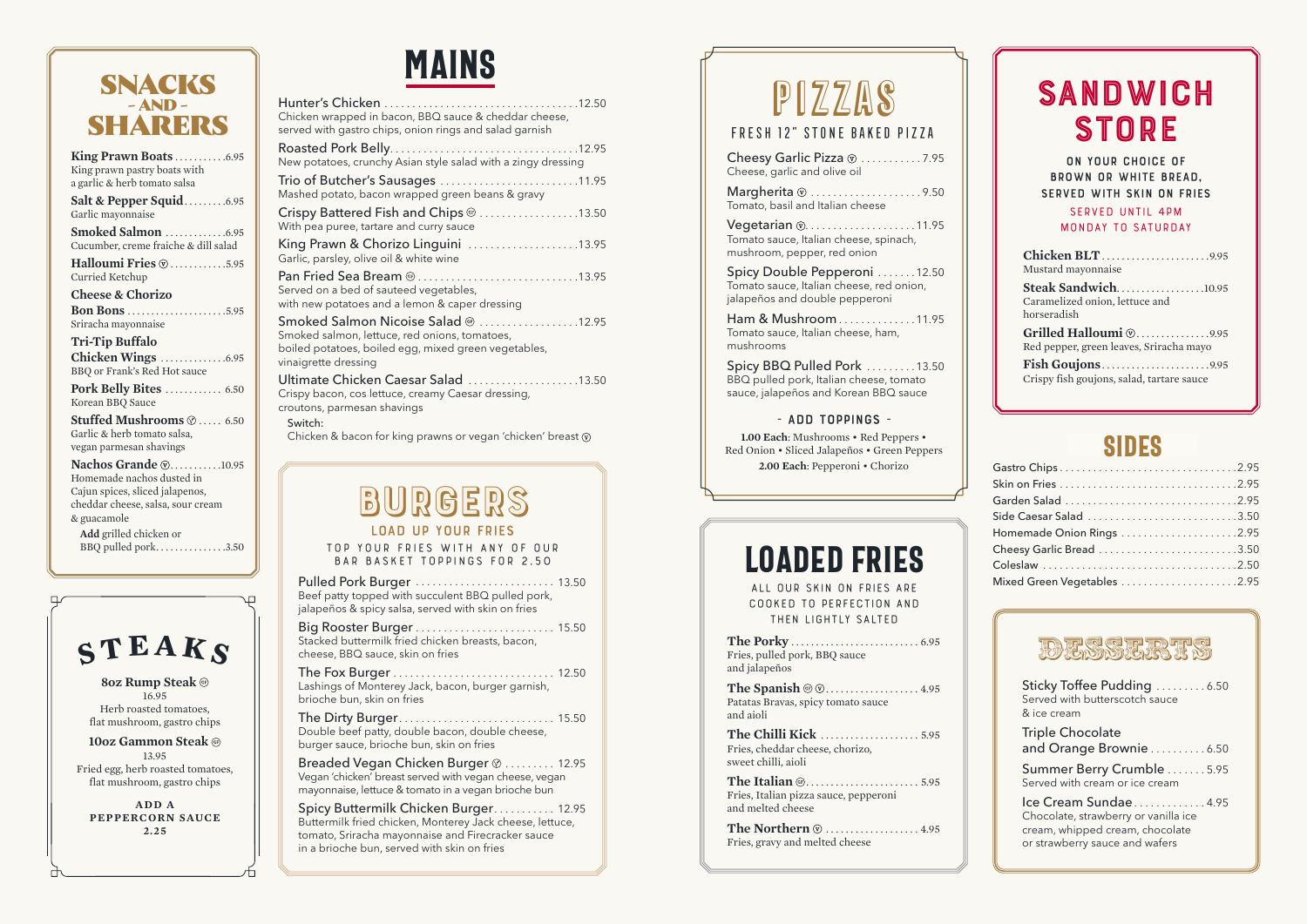# SNACKS – AND – SHARERS

**King Prawn Boats** ........... 6.95
King prawn pastry boats with a garlic & herb tomato salsa

**Salt & Pepper Squid** ......... 6.95
Garlic mayonnaise

**Smoked Salmon** ............. 6.95
Cucumber, creme fraiche & dill salad

**Halloumi Fries** ⓥ ............ 5.95
Curried Ketchup

**Cheese & Chorizo Bon Bons** ..................... 5.95
Sriracha mayonnaise

**Tri-Tip Buffalo Chicken Wings** .............. 6.95
BBQ or Frank's Red Hot sauce

**Pork Belly Bites** ............ 6.50
Korean BBQ Sauce

**Stuffed Mushrooms** ⓥ ..... 6.50
Garlic & herb tomato salsa, vegan parmesan shavings

**Nachos Grande** ⓥ ........... 10.95
Homemade nachos dusted in Cajun spices, sliced jalapenos, cheddar cheese, salsa, sour cream & guacamole

**Add** grilled chicken or BBQ pulled pork ............... 3.50

# STEAKS

**8oz Rump Steak** ⓖ
16.95
Herb roasted tomatoes, flat mushroom, gastro chips

**10oz Gammon Steak** ⓖ
13.95
Fried egg, herb roasted tomatoes, flat mushroom, gastro chips

**ADD A PEPPERCORN SAUCE 2.25**

# MAINS

Hunter's Chicken ................................... 12.50
Chicken wrapped in bacon, BBQ sauce & cheddar cheese, served with gastro chips, onion rings and salad garnish

Roasted Pork Belly ................................... 12.95
New potatoes, crunchy Asian style salad with a zingy dressing

Trio of Butcher's Sausages ......................... 11.95
Mashed potato, bacon wrapped green beans & gravy

Crispy Battered Fish and Chips ⓖ .................. 13.50
With pea puree, tartare and curry sauce

King Prawn & Chorizo Linguini ..................... 13.95
Garlic, parsley, olive oil & white wine

Pan Fried Sea Bream ⓖ ............................. 13.95
Served on a bed of sauteed vegetables, with new potatoes and a lemon & caper dressing

Smoked Salmon Nicoise Salad ⓖ .................. 12.95
Smoked salmon, lettuce, red onions, tomatoes, boiled potatoes, boiled egg, mixed green vegetables, vinaigrette dressing

Ultimate Chicken Caesar Salad .................... 13.50
Crispy bacon, cos lettuce, creamy Caesar dressing, croutons, parmesan shavings

Switch:
Chicken & bacon for king prawns or vegan 'chicken' breast ⓥ

# BURGERS

**LOAD UP YOUR FRIES**

TOP YOUR FRIES WITH ANY OF OUR BAR BASKET TOPPINGS FOR 2.50

Pulled Pork Burger .......................... 13.50
Beef patty topped with succulent BBQ pulled pork, jalapeños & spicy salsa, served with skin on fries

Big Rooster Burger .......................... 15.50
Stacked buttermilk fried chicken breasts, bacon, cheese, BBQ sauce, skin on fries

The Fox Burger ............................. 12.50
Lashings of Monterey Jack, bacon, burger garnish, brioche bun, skin on fries

The Dirty Burger ............................ 15.50
Double beef patty, double bacon, double cheese, burger sauce, brioche bun, skin on fries

Breaded Vegan Chicken Burger ⓥ ......... 12.95
Vegan 'chicken' breast served with vegan cheese, vegan mayonnaise, lettuce & tomato in a vegan brioche bun

Spicy Buttermilk Chicken Burger ........... 12.95
Buttermilk fried chicken, Monterey Jack cheese, lettuce, tomato, Sriracha mayonnaise and Firecracker sauce in a brioche bun, served with skin on fries

# PIZZAS

FRESH 12" STONE BAKED PIZZA

Cheesy Garlic Pizza ⓥ ........... 7.95
Cheese, garlic and olive oil

Margherita ⓥ ..................... 9.50
Tomato, basil and Italian cheese

Vegetarian ⓥ ..................... 11.95
Tomato sauce, Italian cheese, spinach, mushroom, pepper, red onion

Spicy Double Pepperoni ....... 12.50
Tomato sauce, Italian cheese, red onion, jalapeños and double pepperoni

Ham & Mushroom ............. 11.95
Tomato sauce, Italian cheese, ham, mushrooms

Spicy BBQ Pulled Pork ......... 13.50
BBQ pulled pork, Italian cheese, tomato sauce, jalapeños and Korean BBQ sauce

- ADD TOPPINGS -

**1.00 Each**: Mushrooms • Red Peppers • Red Onion • Sliced Jalapeños • Green Peppers
**2.00 Each**: Pepperoni • Chorizo

# LOADED FRIES

ALL OUR SKIN ON FRIES ARE COOKED TO PERFECTION AND THEN LIGHTLY SALTED

**The Porky** .......................... 6.95
Fries, pulled pork, BBQ sauce and jalapeños

**The Spanish** ⓖ ⓥ .................. 4.95
Patatas Bravas, spicy tomato sauce and aioli

**The Chilli Kick** .................... 5.95
Fries, cheddar cheese, chorizo, sweet chilli, aioli

**The Italian** ⓥ ...................... 5.95
Fries, Italian pizza sauce, pepperoni and melted cheese

**The Northern** ⓥ ................... 4.95
Fries, gravy and melted cheese

# SANDWICH STORE

ON YOUR CHOICE OF BROWN OR WHITE BREAD, SERVED WITH SKIN ON FRIES

SERVED UNTIL 4PM MONDAY TO SATURDAY

**Chicken BLT** ...................... 9.95
Mustard mayonnaise

**Steak Sandwich** ................. 10.95
Caramelized onion, lettuce and horseradish

**Grilled Halloumi** ⓥ .............. 9.95
Red pepper, green leaves, Sriracha mayo

**Fish Goujons** ...................... 9.95
Crispy fish goujons, salad, tartare sauce

# SIDES

Gastro Chips ................................ 2.95
Skin on Fries ................................ 2.95
Garden Salad ............................... 2.95
Side Caesar Salad ........................... 3.50
Homemade Onion Rings ..................... 2.95
Cheesy Garlic Bread ......................... 3.50
Coleslaw .................................... 2.50
Mixed Green Vegetables ..................... 2.95

# DESSERTS

Sticky Toffee Pudding ......... 6.50
Served with butterscotch sauce & ice cream

Triple Chocolate and Orange Brownie .......... 6.50

Summer Berry Crumble ....... 5.95
Served with custard or ice cream

Ice Cream Sundae ............. 4.95
Chocolate, strawberry or vanilla ice cream, whipped cream, chocolate or strawberry sauce and wafers